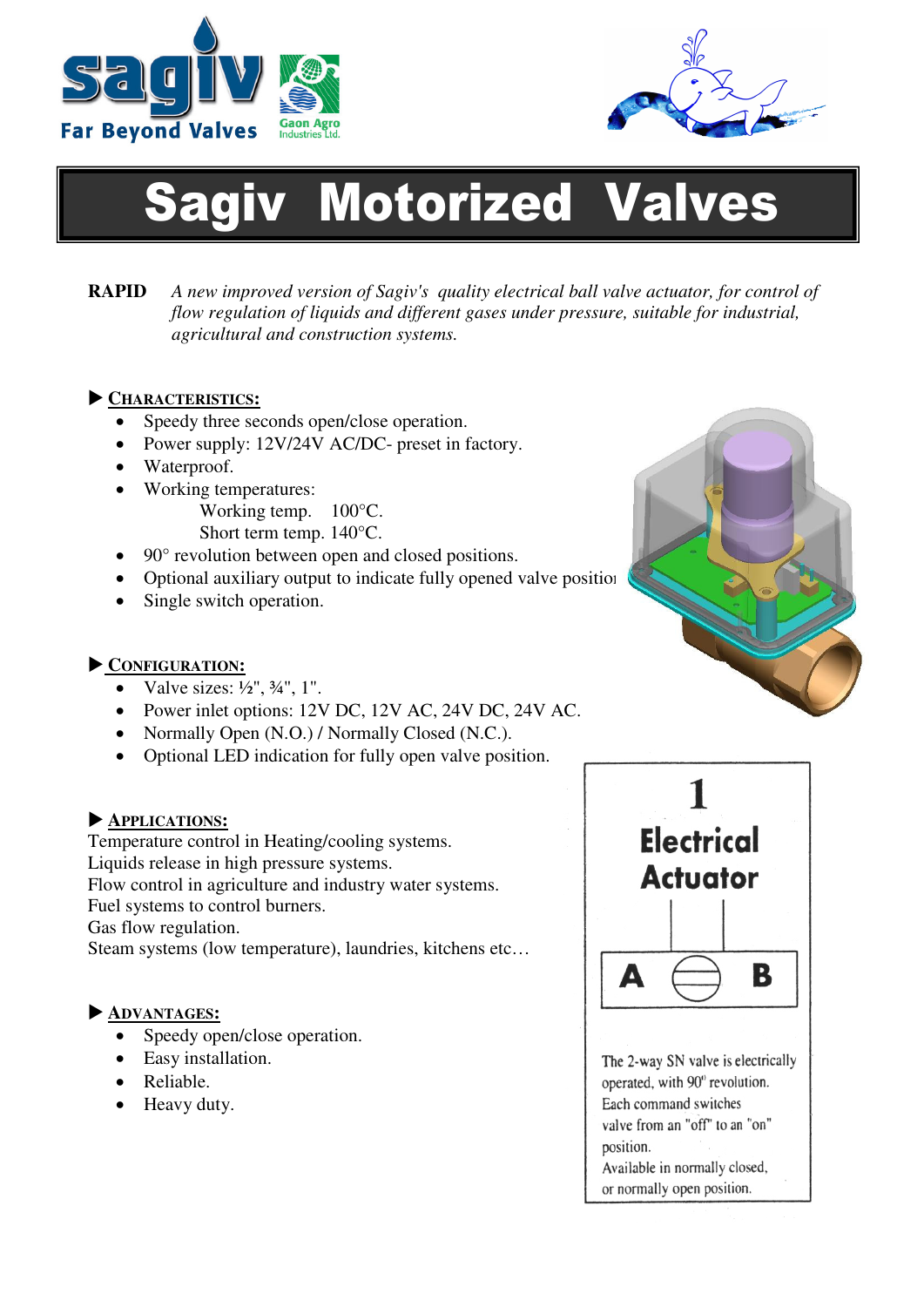sagiv Far Beyond Valves

Gaon Agro Industries Ltd.

# Sagiv Motorized Valves

**RAPID** *A new improved version of Sagiv's quality electrical ball valve actuator, for control of flow regulation of liquids and different gases under pressure, suitable for industrial, agricultural and construction systems.*

## ▶ CHARACTERISTICS:

- Speedy three seconds open/close operation.
- Power supply: 12V/24V AC/DC- preset in factory.
- Waterproof.
- Working temperatures:
  - Working temp. 100°C.
  - Short term temp. 140°C.
- 90° revolution between open and closed positions.
- Optional auxiliary output to indicate fully opened valve position
- Single switch operation.

## ▶ CONFIGURATION:

- Valve sizes: ½", ¾", 1".
- Power inlet options: 12V DC, 12V AC, 24V DC, 24V AC.
- Normally Open (N.O.) / Normally Closed (N.C.).
- Optional LED indication for fully open valve position.

## ▶ APPLICATIONS:

Temperature control in Heating/cooling systems.
Liquids release in high pressure systems.
Flow control in agriculture and industry water systems.
Fuel systems to control burners.
Gas flow regulation.
Steam systems (low temperature), laundries, kitchens etc…

## ▶ ADVANTAGES:

- Speedy open/close operation.
- Easy installation.
- Reliable.
- Heavy duty.

1

Electrical Actuator

A B

The 2-way SN valve is electrically operated, with 90° revolution. Each command switches valve from an "off" to an "on" position. Available in normally closed, or normally open position.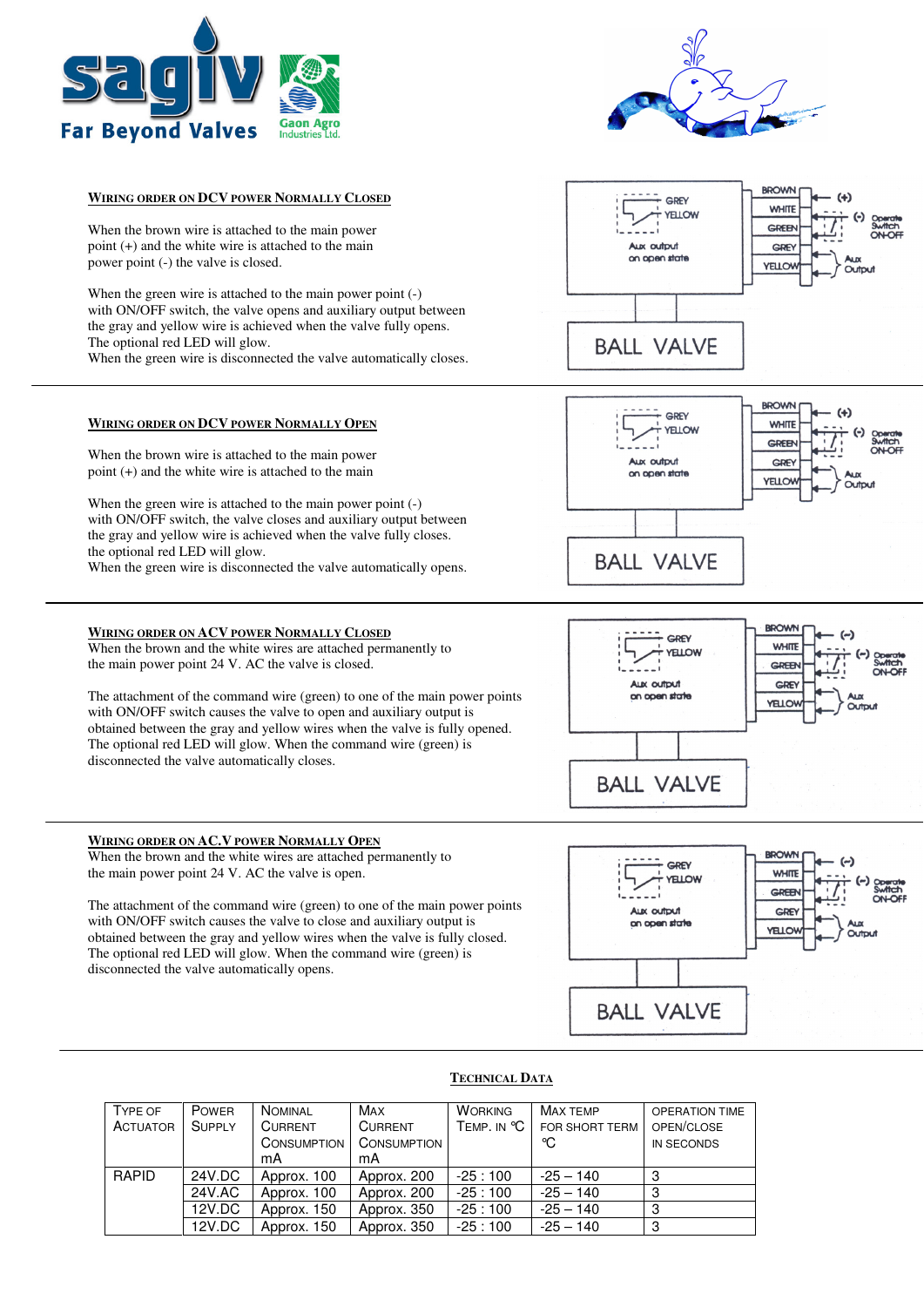## Wiring order on DCV power Normally Closed

When the brown wire is attached to the main power point (+) and the white wire is attached to the main power point (-) the valve is closed.

When the green wire is attached to the main power point (-) with ON/OFF switch, the valve opens and auxiliary output between the gray and yellow wire is achieved when the valve fully opens. The optional red LED will glow.
When the green wire is disconnected the valve automatically closes.

BROWN
WHITE
GREEN
GREY
YELLOW
(+)
(-)
Operate Switch ON-OFF
Aux Output
GREY
YELLOW
Aux output on open state
BALL VALVE

## Wiring order on DCV power Normally Open

When the brown wire is attached to the main power point (+) and the white wire is attached to the main

When the green wire is attached to the main power point (-) with ON/OFF switch, the valve closes and auxiliary output between the gray and yellow wire is achieved when the valve fully closes. the optional red LED will glow.
When the green wire is disconnected the valve automatically opens.

BROWN
WHITE
GREEN
GREY
YELLOW
(+)
(-)
Operate Switch ON-OFF
Aux Output
GREY
YELLOW
Aux output on open state
BALL VALVE

## Wiring order on ACV power Normally Closed

When the brown and the white wires are attached permanently to the main power point 24 V. AC the valve is closed.

The attachment of the command wire (green) to one of the main power points with ON/OFF switch causes the valve to open and auxiliary output is obtained between the gray and yellow wires when the valve is fully opened. The optional red LED will glow. When the command wire (green) is disconnected the valve automatically closes.

BROWN
WHITE
GREEN
GREY
YELLOW
(~)
(~)
Operate Switch ON-OFF
Aux Output
GREY
YELLOW
Aux output on open state
BALL VALVE

## Wiring order on AC.V power Normally Open

When the brown and the white wires are attached permanently to the main power point 24 V. AC the valve is open.

The attachment of the command wire (green) to one of the main power points with ON/OFF switch causes the valve to close and auxiliary output is obtained between the gray and yellow wires when the valve is fully closed. The optional red LED will glow. When the command wire (green) is disconnected the valve automatically opens.

BROWN
WHITE
GREEN
GREY
YELLOW
(~)
(~)
Operate Switch ON-OFF
Aux Output
GREY
YELLOW
Aux output on open state
BALL VALVE

## Technical Data

| Type of Actuator | Power Supply | Nominal Current Consumption mA | Max Current Consumption mA | Working Temp. in ℃ | Max Temp for short term ℃ | Operation time Open/Close in seconds |
|---|---|---|---|---|---|---|
| RAPID | 24V.DC | Approx. 100 | Approx. 200 | -25 : 100 | -25 – 140 | 3 |
| | 24V.AC | Approx. 100 | Approx. 200 | -25 : 100 | -25 – 140 | 3 |
| | 12V.DC | Approx. 150 | Approx. 350 | -25 : 100 | -25 – 140 | 3 |
| | 12V.DC | Approx. 150 | Approx. 350 | -25 : 100 | -25 – 140 | 3 |